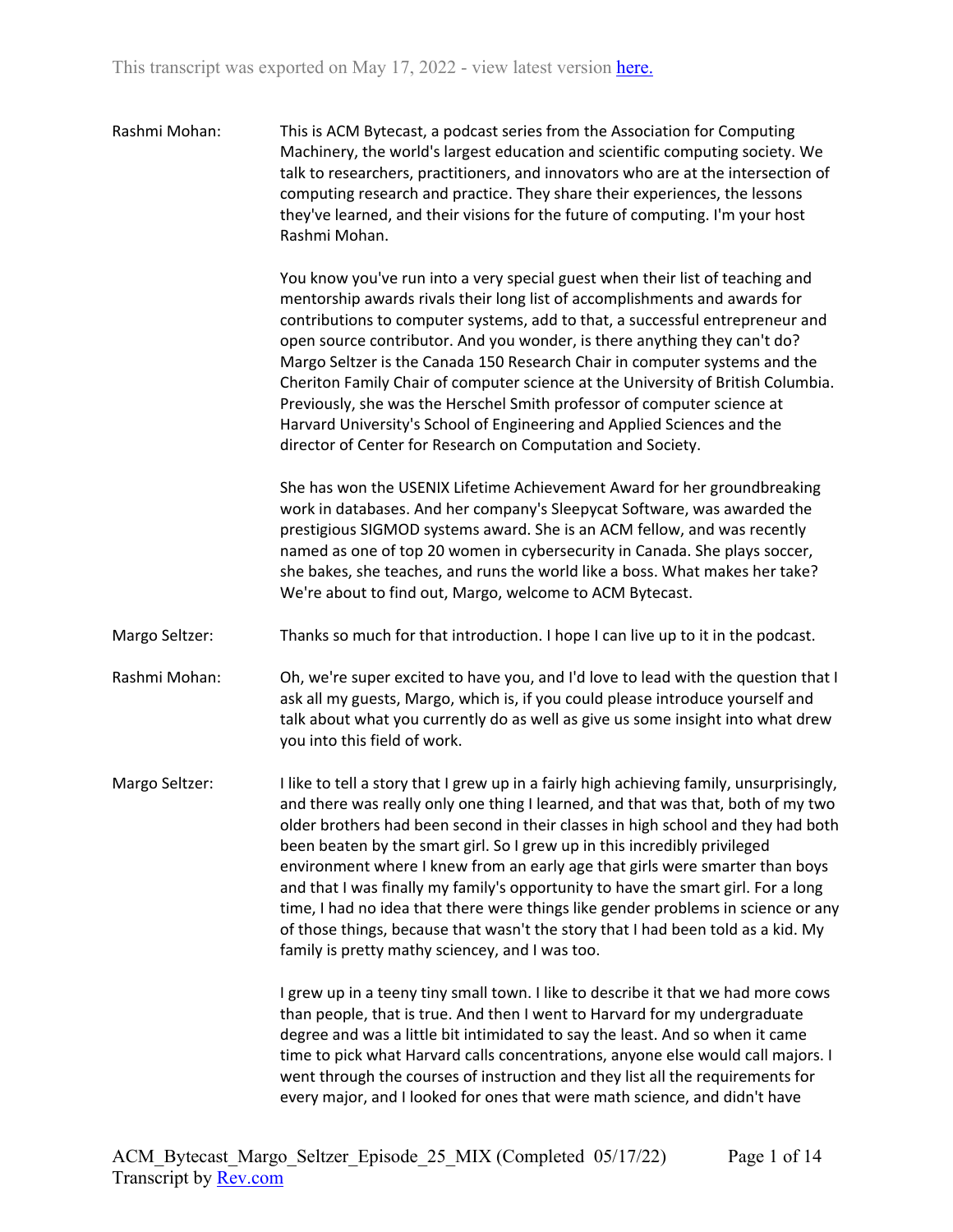This transcript was exported on May 17, 2022 - view latest version [here.](#)

Rashmi Mohan: This is ACM Bytecast, a podcast series from the Association for Computing Machinery, the world's largest education and scientific computing society. We talk to researchers, practitioners, and innovators who are at the intersection of computing research and practice. They share their experiences, the lessons they've learned, and their visions for the future of computing. I'm your host Rashmi Mohan.

You know you've run into a very special guest when their list of teaching and mentorship awards rivals their long list of accomplishments and awards for contributions to computer systems, add to that, a successful entrepreneur and open source contributor. And you wonder, is there anything they can't do? Margo Seltzer is the Canada 150 Research Chair in computer systems and the Cheriton Family Chair of computer science at the University of British Columbia. Previously, she was the Herschel Smith professor of computer science at Harvard University's School of Engineering and Applied Sciences and the director of Center for Research on Computation and Society.

She has won the USENIX Lifetime Achievement Award for her groundbreaking work in databases. And her company's Sleepycat Software, was awarded the prestigious SIGMOD systems award. She is an ACM fellow, and was recently named as one of top 20 women in cybersecurity in Canada. She plays soccer, she bakes, she teaches, and runs the world like a boss. What makes her take? We're about to find out, Margo, welcome to ACM Bytecast.

Margo Seltzer: Thanks so much for that introduction. I hope I can live up to it in the podcast.

Rashmi Mohan: Oh, we're super excited to have you, and I'd love to lead with the question that I ask all my guests, Margo, which is, if you could please introduce yourself and talk about what you currently do as well as give us some insight into what drew you into this field of work.

Margo Seltzer: I like to tell a story that I grew up in a fairly high achieving family, unsurprisingly, and there was really only one thing I learned, and that was that, both of my two older brothers had been second in their classes in high school and they had both been beaten by the smart girl. So I grew up in this incredibly privileged environment where I knew from an early age that girls were smarter than boys and that I was finally my family's opportunity to have the smart girl. For a long time, I had no idea that there were things like gender problems in science or any of those things, because that wasn't the story that I had been told as a kid. My family is pretty mathy sciencey, and I was too.

I grew up in a teeny tiny small town. I like to describe it that we had more cows than people, that is true. And then I went to Harvard for my undergraduate degree and was a little bit intimidated to say the least. And so when it came time to pick what Harvard calls concentrations, anyone else would call majors. I went through the courses of instruction and they list all the requirements for every major, and I looked for ones that were math science, and didn't have

ACM_Bytecast_Margo_Seltzer_Episode_25_MIX (Completed 05/17/22)
Transcript by [Rev.com](#)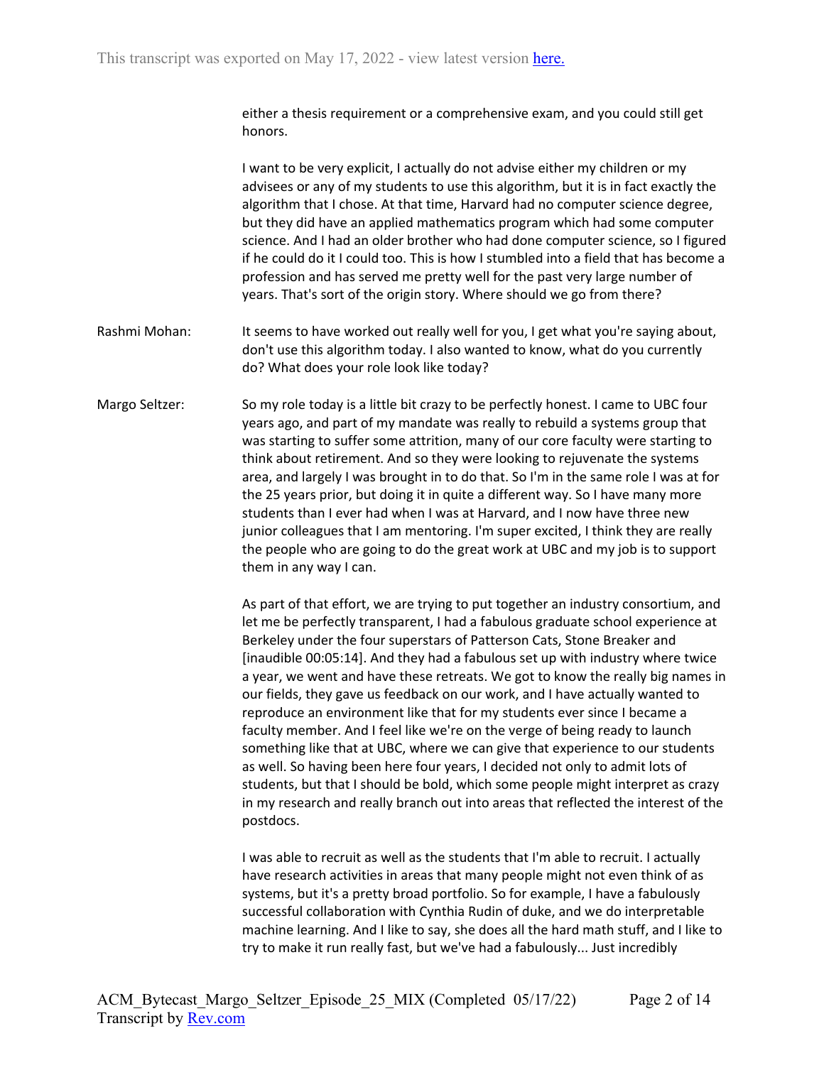either a thesis requirement or a comprehensive exam, and you could still get honors.

I want to be very explicit, I actually do not advise either my children or my advisees or any of my students to use this algorithm, but it is in fact exactly the algorithm that I chose. At that time, Harvard had no computer science degree, but they did have an applied mathematics program which had some computer science. And I had an older brother who had done computer science, so I figured if he could do it I could too. This is how I stumbled into a field that has become a profession and has served me pretty well for the past very large number of years. That's sort of the origin story. Where should we go from there?

Rashmi Mohan: It seems to have worked out really well for you, I get what you're saying about, don't use this algorithm today. I also wanted to know, what do you currently do? What does your role look like today?

Margo Seltzer: So my role today is a little bit crazy to be perfectly honest. I came to UBC four years ago, and part of my mandate was really to rebuild a systems group that was starting to suffer some attrition, many of our core faculty were starting to think about retirement. And so they were looking to rejuvenate the systems area, and largely I was brought in to do that. So I'm in the same role I was at for the 25 years prior, but doing it in quite a different way. So I have many more students than I ever had when I was at Harvard, and I now have three new junior colleagues that I am mentoring. I'm super excited, I think they are really the people who are going to do the great work at UBC and my job is to support them in any way I can.

As part of that effort, we are trying to put together an industry consortium, and let me be perfectly transparent, I had a fabulous graduate school experience at Berkeley under the four superstars of Patterson Cats, Stone Breaker and [inaudible 00:05:14]. And they had a fabulous set up with industry where twice a year, we went and have these retreats. We got to know the really big names in our fields, they gave us feedback on our work, and I have actually wanted to reproduce an environment like that for my students ever since I became a faculty member. And I feel like we're on the verge of being ready to launch something like that at UBC, where we can give that experience to our students as well. So having been here four years, I decided not only to admit lots of students, but that I should be bold, which some people might interpret as crazy in my research and really branch out into areas that reflected the interest of the postdocs.

I was able to recruit as well as the students that I'm able to recruit. I actually have research activities in areas that many people might not even think of as systems, but it's a pretty broad portfolio. So for example, I have a fabulously successful collaboration with Cynthia Rudin of duke, and we do interpretable machine learning. And I like to say, she does all the hard math stuff, and I like to try to make it run really fast, but we've had a fabulously... Just incredibly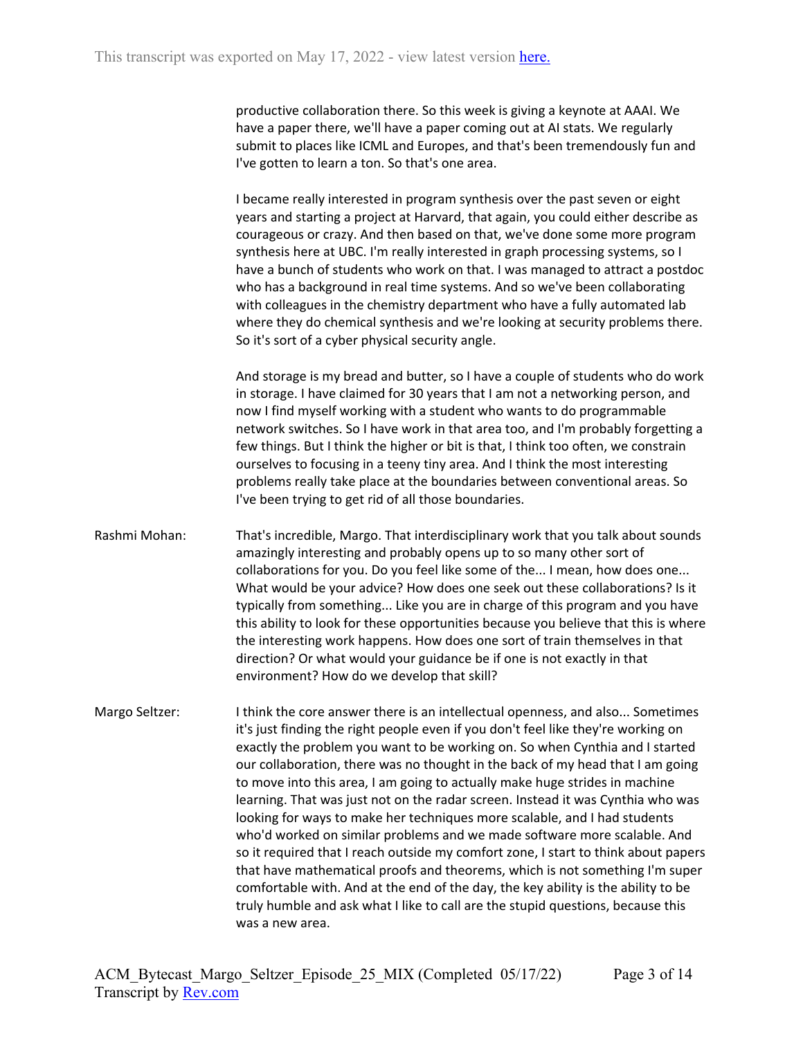productive collaboration there. So this week is giving a keynote at AAAI. We have a paper there, we'll have a paper coming out at AI stats. We regularly submit to places like ICML and Europes, and that's been tremendously fun and I've gotten to learn a ton. So that's one area.

I became really interested in program synthesis over the past seven or eight years and starting a project at Harvard, that again, you could either describe as courageous or crazy. And then based on that, we've done some more program synthesis here at UBC. I'm really interested in graph processing systems, so I have a bunch of students who work on that. I was managed to attract a postdoc who has a background in real time systems. And so we've been collaborating with colleagues in the chemistry department who have a fully automated lab where they do chemical synthesis and we're looking at security problems there. So it's sort of a cyber physical security angle.

And storage is my bread and butter, so I have a couple of students who do work in storage. I have claimed for 30 years that I am not a networking person, and now I find myself working with a student who wants to do programmable network switches. So I have work in that area too, and I'm probably forgetting a few things. But I think the higher or bit is that, I think too often, we constrain ourselves to focusing in a teeny tiny area. And I think the most interesting problems really take place at the boundaries between conventional areas. So I've been trying to get rid of all those boundaries.

Rashmi Mohan: That's incredible, Margo. That interdisciplinary work that you talk about sounds amazingly interesting and probably opens up to so many other sort of collaborations for you. Do you feel like some of the... I mean, how does one... What would be your advice? How does one seek out these collaborations? Is it typically from something... Like you are in charge of this program and you have this ability to look for these opportunities because you believe that this is where the interesting work happens. How does one sort of train themselves in that direction? Or what would your guidance be if one is not exactly in that environment? How do we develop that skill?

Margo Seltzer: I think the core answer there is an intellectual openness, and also... Sometimes it's just finding the right people even if you don't feel like they're working on exactly the problem you want to be working on. So when Cynthia and I started our collaboration, there was no thought in the back of my head that I am going to move into this area, I am going to actually make huge strides in machine learning. That was just not on the radar screen. Instead it was Cynthia who was looking for ways to make her techniques more scalable, and I had students who'd worked on similar problems and we made software more scalable. And so it required that I reach outside my comfort zone, I start to think about papers that have mathematical proofs and theorems, which is not something I'm super comfortable with. And at the end of the day, the key ability is the ability to be truly humble and ask what I like to call are the stupid questions, because this was a new area.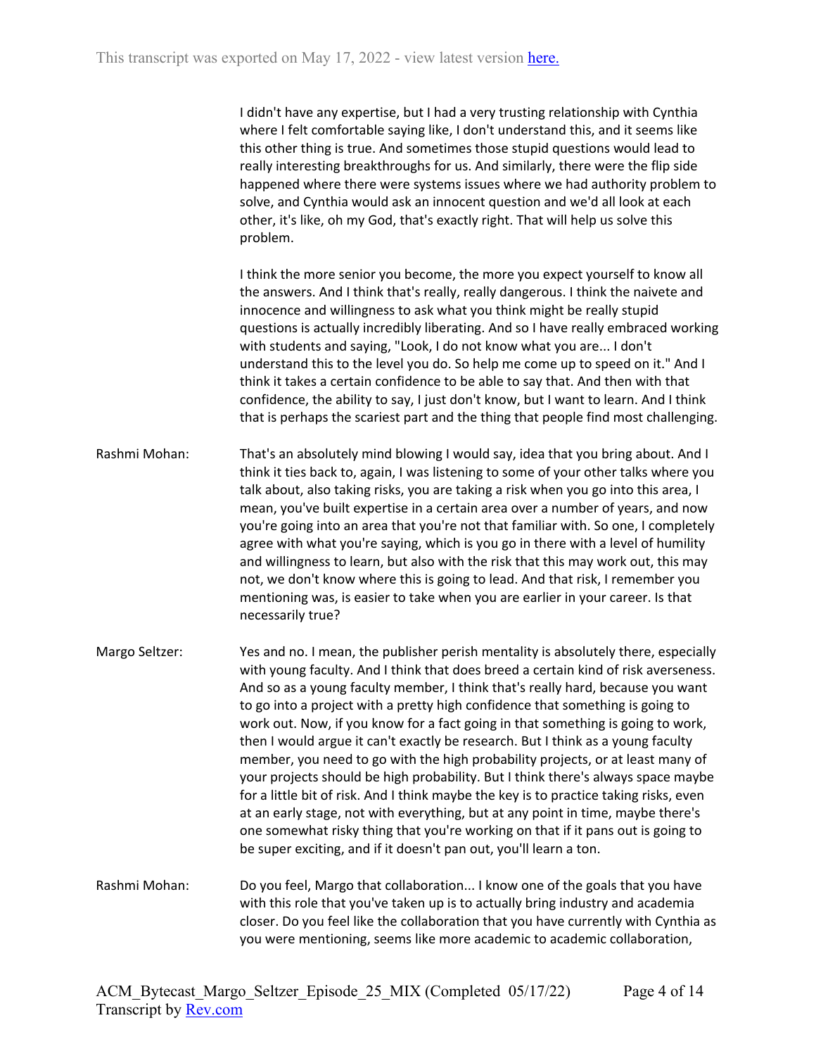I didn't have any expertise, but I had a very trusting relationship with Cynthia where I felt comfortable saying like, I don't understand this, and it seems like this other thing is true. And sometimes those stupid questions would lead to really interesting breakthroughs for us. And similarly, there were the flip side happened where there were systems issues where we had authority problem to solve, and Cynthia would ask an innocent question and we'd all look at each other, it's like, oh my God, that's exactly right. That will help us solve this problem.

I think the more senior you become, the more you expect yourself to know all the answers. And I think that's really, really dangerous. I think the naivete and innocence and willingness to ask what you think might be really stupid questions is actually incredibly liberating. And so I have really embraced working with students and saying, "Look, I do not know what you are... I don't understand this to the level you do. So help me come up to speed on it." And I think it takes a certain confidence to be able to say that. And then with that confidence, the ability to say, I just don't know, but I want to learn. And I think that is perhaps the scariest part and the thing that people find most challenging.

Rashmi Mohan: That's an absolutely mind blowing I would say, idea that you bring about. And I think it ties back to, again, I was listening to some of your other talks where you talk about, also taking risks, you are taking a risk when you go into this area, I mean, you've built expertise in a certain area over a number of years, and now you're going into an area that you're not that familiar with. So one, I completely agree with what you're saying, which is you go in there with a level of humility and willingness to learn, but also with the risk that this may work out, this may not, we don't know where this is going to lead. And that risk, I remember you mentioning was, is easier to take when you are earlier in your career. Is that necessarily true?

Margo Seltzer: Yes and no. I mean, the publisher perish mentality is absolutely there, especially with young faculty. And I think that does breed a certain kind of risk averseness. And so as a young faculty member, I think that's really hard, because you want to go into a project with a pretty high confidence that something is going to work out. Now, if you know for a fact going in that something is going to work, then I would argue it can't exactly be research. But I think as a young faculty member, you need to go with the high probability projects, or at least many of your projects should be high probability. But I think there's always space maybe for a little bit of risk. And I think maybe the key is to practice taking risks, even at an early stage, not with everything, but at any point in time, maybe there's one somewhat risky thing that you're working on that if it pans out is going to be super exciting, and if it doesn't pan out, you'll learn a ton.

Rashmi Mohan: Do you feel, Margo that collaboration... I know one of the goals that you have with this role that you've taken up is to actually bring industry and academia closer. Do you feel like the collaboration that you have currently with Cynthia as you were mentioning, seems like more academic to academic collaboration,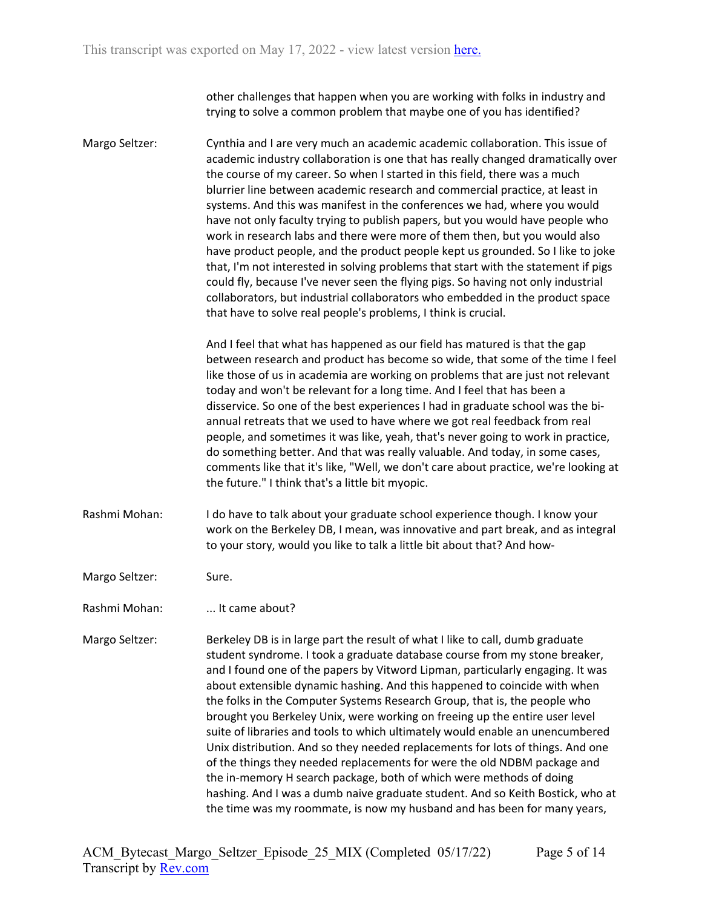other challenges that happen when you are working with folks in industry and trying to solve a common problem that maybe one of you has identified?

Margo Seltzer: Cynthia and I are very much an academic academic collaboration. This issue of academic industry collaboration is one that has really changed dramatically over the course of my career. So when I started in this field, there was a much blurrier line between academic research and commercial practice, at least in systems. And this was manifest in the conferences we had, where you would have not only faculty trying to publish papers, but you would have people who work in research labs and there were more of them then, but you would also have product people, and the product people kept us grounded. So I like to joke that, I'm not interested in solving problems that start with the statement if pigs could fly, because I've never seen the flying pigs. So having not only industrial collaborators, but industrial collaborators who embedded in the product space that have to solve real people's problems, I think is crucial.

And I feel that what has happened as our field has matured is that the gap between research and product has become so wide, that some of the time I feel like those of us in academia are working on problems that are just not relevant today and won't be relevant for a long time. And I feel that has been a disservice. So one of the best experiences I had in graduate school was the bi-annual retreats that we used to have where we got real feedback from real people, and sometimes it was like, yeah, that's never going to work in practice, do something better. And that was really valuable. And today, in some cases, comments like that it's like, "Well, we don't care about practice, we're looking at the future." I think that's a little bit myopic.

Rashmi Mohan: I do have to talk about your graduate school experience though. I know your work on the Berkeley DB, I mean, was innovative and part break, and as integral to your story, would you like to talk a little bit about that? And how-

Margo Seltzer: Sure.

Rashmi Mohan: ... It came about?

Margo Seltzer: Berkeley DB is in large part the result of what I like to call, dumb graduate student syndrome. I took a graduate database course from my stone breaker, and I found one of the papers by Vitword Lipman, particularly engaging. It was about extensible dynamic hashing. And this happened to coincide with when the folks in the Computer Systems Research Group, that is, the people who brought you Berkeley Unix, were working on freeing up the entire user level suite of libraries and tools to which ultimately would enable an unencumbered Unix distribution. And so they needed replacements for lots of things. And one of the things they needed replacements for were the old NDBM package and the in-memory H search package, both of which were methods of doing hashing. And I was a dumb naive graduate student. And so Keith Bostick, who at the time was my roommate, is now my husband and has been for many years,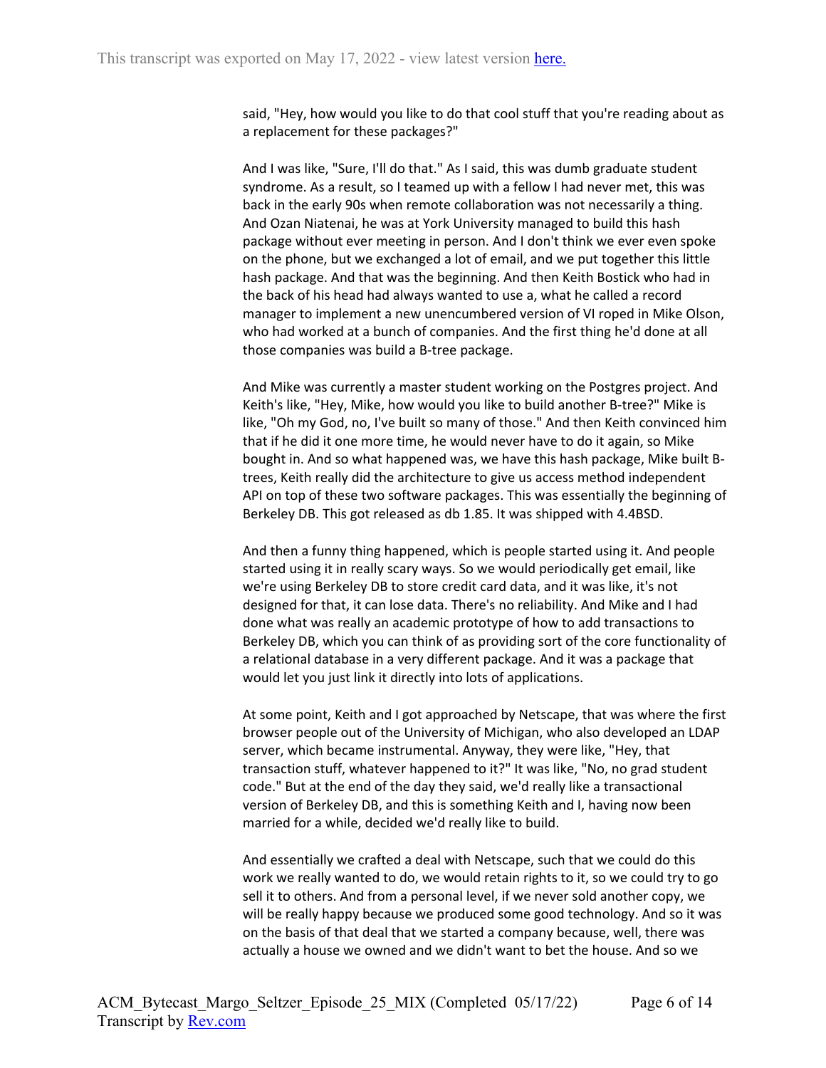said, "Hey, how would you like to do that cool stuff that you're reading about as a replacement for these packages?"

And I was like, "Sure, I'll do that." As I said, this was dumb graduate student syndrome. As a result, so I teamed up with a fellow I had never met, this was back in the early 90s when remote collaboration was not necessarily a thing. And Ozan Niatenai, he was at York University managed to build this hash package without ever meeting in person. And I don't think we ever even spoke on the phone, but we exchanged a lot of email, and we put together this little hash package. And that was the beginning. And then Keith Bostick who had in the back of his head had always wanted to use a, what he called a record manager to implement a new unencumbered version of VI roped in Mike Olson, who had worked at a bunch of companies. And the first thing he'd done at all those companies was build a B-tree package.

And Mike was currently a master student working on the Postgres project. And Keith's like, "Hey, Mike, how would you like to build another B-tree?" Mike is like, "Oh my God, no, I've built so many of those." And then Keith convinced him that if he did it one more time, he would never have to do it again, so Mike bought in. And so what happened was, we have this hash package, Mike built B-trees, Keith really did the architecture to give us access method independent API on top of these two software packages. This was essentially the beginning of Berkeley DB. This got released as db 1.85. It was shipped with 4.4BSD.

And then a funny thing happened, which is people started using it. And people started using it in really scary ways. So we would periodically get email, like we're using Berkeley DB to store credit card data, and it was like, it's not designed for that, it can lose data. There's no reliability. And Mike and I had done what was really an academic prototype of how to add transactions to Berkeley DB, which you can think of as providing sort of the core functionality of a relational database in a very different package. And it was a package that would let you just link it directly into lots of applications.

At some point, Keith and I got approached by Netscape, that was where the first browser people out of the University of Michigan, who also developed an LDAP server, which became instrumental. Anyway, they were like, "Hey, that transaction stuff, whatever happened to it?" It was like, "No, no grad student code." But at the end of the day they said, we'd really like a transactional version of Berkeley DB, and this is something Keith and I, having now been married for a while, decided we'd really like to build.

And essentially we crafted a deal with Netscape, such that we could do this work we really wanted to do, we would retain rights to it, so we could try to go sell it to others. And from a personal level, if we never sold another copy, we will be really happy because we produced some good technology. And so it was on the basis of that deal that we started a company because, well, there was actually a house we owned and we didn't want to bet the house. And so we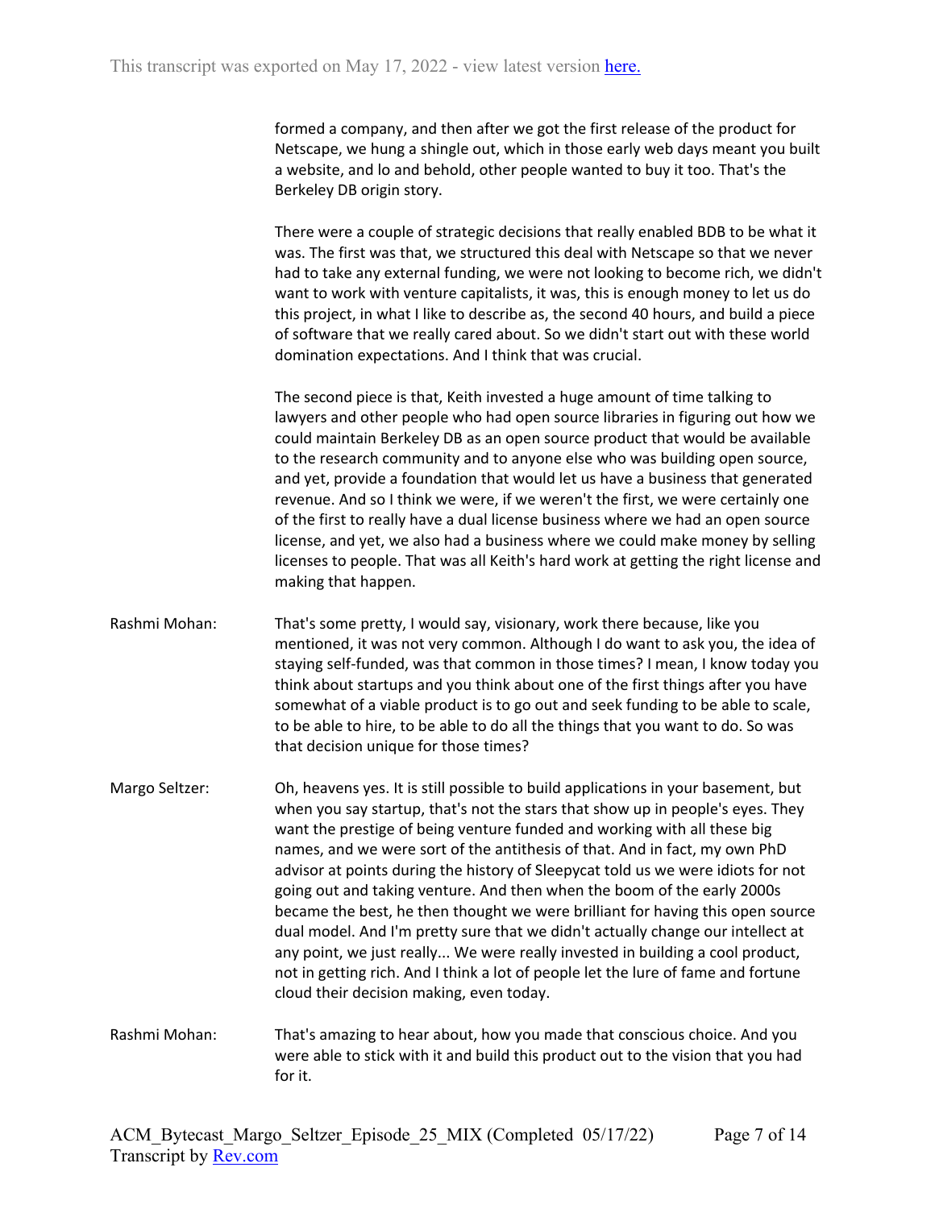formed a company, and then after we got the first release of the product for Netscape, we hung a shingle out, which in those early web days meant you built a website, and lo and behold, other people wanted to buy it too. That's the Berkeley DB origin story.

There were a couple of strategic decisions that really enabled BDB to be what it was. The first was that, we structured this deal with Netscape so that we never had to take any external funding, we were not looking to become rich, we didn't want to work with venture capitalists, it was, this is enough money to let us do this project, in what I like to describe as, the second 40 hours, and build a piece of software that we really cared about. So we didn't start out with these world domination expectations. And I think that was crucial.

The second piece is that, Keith invested a huge amount of time talking to lawyers and other people who had open source libraries in figuring out how we could maintain Berkeley DB as an open source product that would be available to the research community and to anyone else who was building open source, and yet, provide a foundation that would let us have a business that generated revenue. And so I think we were, if we weren't the first, we were certainly one of the first to really have a dual license business where we had an open source license, and yet, we also had a business where we could make money by selling licenses to people. That was all Keith's hard work at getting the right license and making that happen.

Rashmi Mohan: That's some pretty, I would say, visionary, work there because, like you mentioned, it was not very common. Although I do want to ask you, the idea of staying self-funded, was that common in those times? I mean, I know today you think about startups and you think about one of the first things after you have somewhat of a viable product is to go out and seek funding to be able to scale, to be able to hire, to be able to do all the things that you want to do. So was that decision unique for those times?

Margo Seltzer: Oh, heavens yes. It is still possible to build applications in your basement, but when you say startup, that's not the stars that show up in people's eyes. They want the prestige of being venture funded and working with all these big names, and we were sort of the antithesis of that. And in fact, my own PhD advisor at points during the history of Sleepycat told us we were idiots for not going out and taking venture. And then when the boom of the early 2000s became the best, he then thought we were brilliant for having this open source dual model. And I'm pretty sure that we didn't actually change our intellect at any point, we just really... We were really invested in building a cool product, not in getting rich. And I think a lot of people let the lure of fame and fortune cloud their decision making, even today.

Rashmi Mohan: That's amazing to hear about, how you made that conscious choice. And you were able to stick with it and build this product out to the vision that you had for it.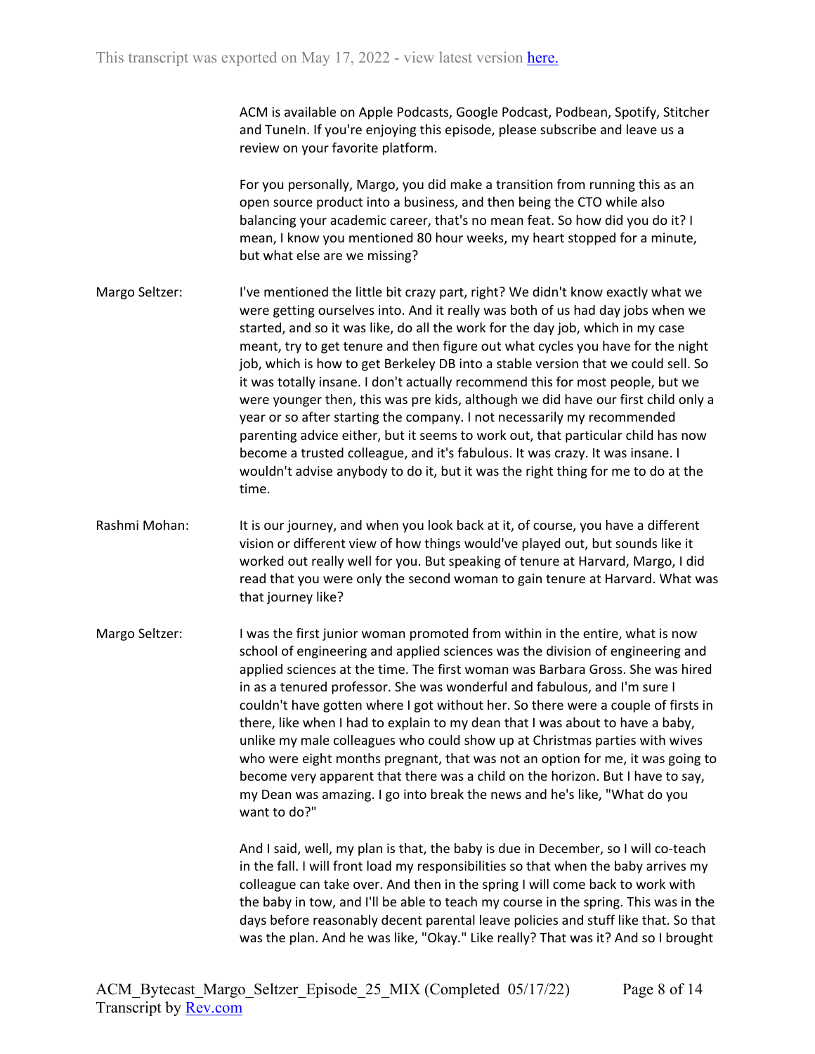ACM is available on Apple Podcasts, Google Podcast, Podbean, Spotify, Stitcher and TuneIn. If you're enjoying this episode, please subscribe and leave us a review on your favorite platform.

For you personally, Margo, you did make a transition from running this as an open source product into a business, and then being the CTO while also balancing your academic career, that's no mean feat. So how did you do it? I mean, I know you mentioned 80 hour weeks, my heart stopped for a minute, but what else are we missing?

Margo Seltzer: I've mentioned the little bit crazy part, right? We didn't know exactly what we were getting ourselves into. And it really was both of us had day jobs when we started, and so it was like, do all the work for the day job, which in my case meant, try to get tenure and then figure out what cycles you have for the night job, which is how to get Berkeley DB into a stable version that we could sell. So it was totally insane. I don't actually recommend this for most people, but we were younger then, this was pre kids, although we did have our first child only a year or so after starting the company. I not necessarily my recommended parenting advice either, but it seems to work out, that particular child has now become a trusted colleague, and it's fabulous. It was crazy. It was insane. I wouldn't advise anybody to do it, but it was the right thing for me to do at the time.

Rashmi Mohan: It is our journey, and when you look back at it, of course, you have a different vision or different view of how things would've played out, but sounds like it worked out really well for you. But speaking of tenure at Harvard, Margo, I did read that you were only the second woman to gain tenure at Harvard. What was that journey like?

Margo Seltzer: I was the first junior woman promoted from within in the entire, what is now school of engineering and applied sciences was the division of engineering and applied sciences at the time. The first woman was Barbara Gross. She was hired in as a tenured professor. She was wonderful and fabulous, and I'm sure I couldn't have gotten where I got without her. So there were a couple of firsts in there, like when I had to explain to my dean that I was about to have a baby, unlike my male colleagues who could show up at Christmas parties with wives who were eight months pregnant, that was not an option for me, it was going to become very apparent that there was a child on the horizon. But I have to say, my Dean was amazing. I go into break the news and he's like, "What do you want to do?"

And I said, well, my plan is that, the baby is due in December, so I will co-teach in the fall. I will front load my responsibilities so that when the baby arrives my colleague can take over. And then in the spring I will come back to work with the baby in tow, and I'll be able to teach my course in the spring. This was in the days before reasonably decent parental leave policies and stuff like that. So that was the plan. And he was like, "Okay." Like really? That was it? And so I brought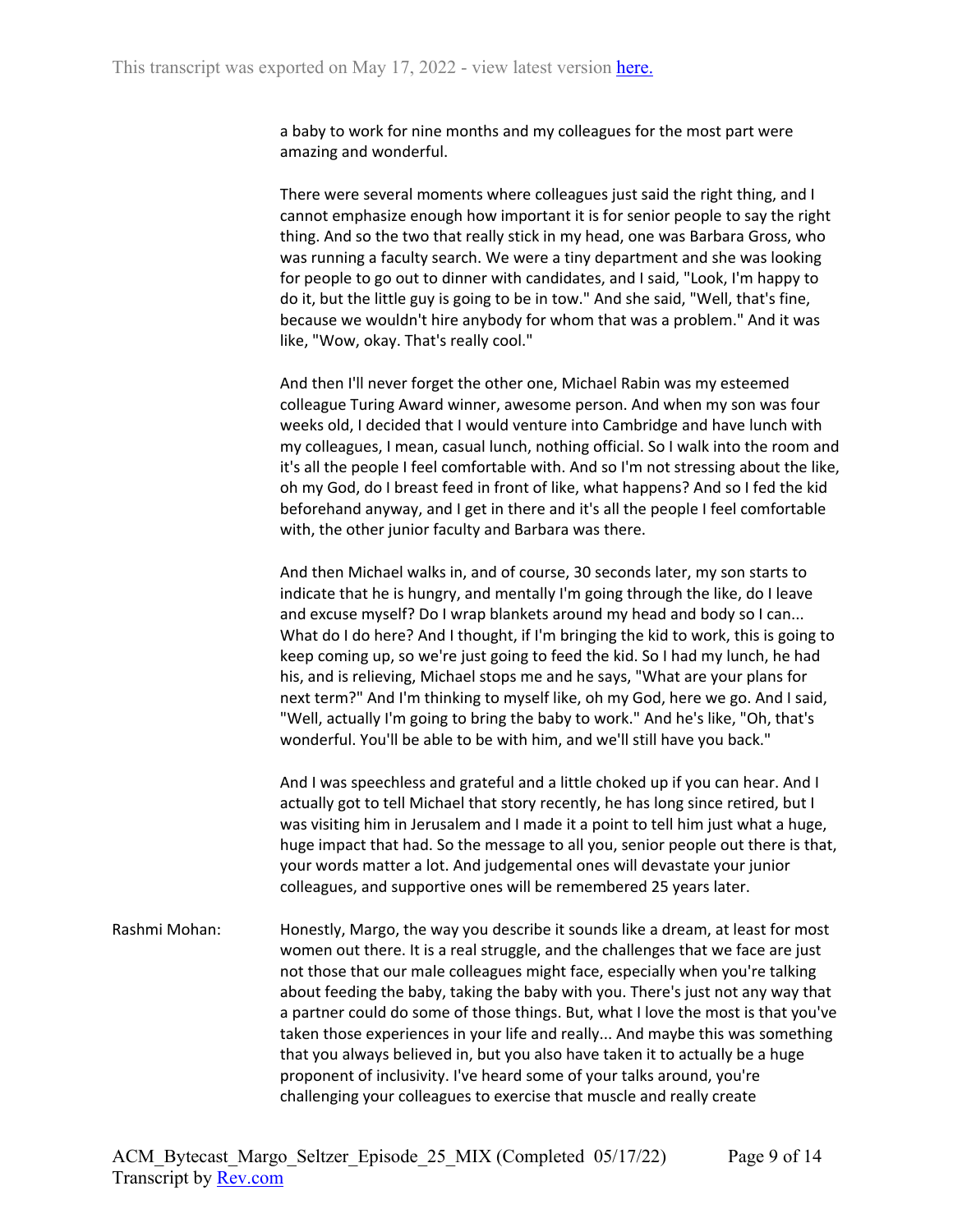a baby to work for nine months and my colleagues for the most part were amazing and wonderful.

There were several moments where colleagues just said the right thing, and I cannot emphasize enough how important it is for senior people to say the right thing. And so the two that really stick in my head, one was Barbara Gross, who was running a faculty search. We were a tiny department and she was looking for people to go out to dinner with candidates, and I said, "Look, I'm happy to do it, but the little guy is going to be in tow." And she said, "Well, that's fine, because we wouldn't hire anybody for whom that was a problem." And it was like, "Wow, okay. That's really cool."

And then I'll never forget the other one, Michael Rabin was my esteemed colleague Turing Award winner, awesome person. And when my son was four weeks old, I decided that I would venture into Cambridge and have lunch with my colleagues, I mean, casual lunch, nothing official. So I walk into the room and it's all the people I feel comfortable with. And so I'm not stressing about the like, oh my God, do I breast feed in front of like, what happens? And so I fed the kid beforehand anyway, and I get in there and it's all the people I feel comfortable with, the other junior faculty and Barbara was there.

And then Michael walks in, and of course, 30 seconds later, my son starts to indicate that he is hungry, and mentally I'm going through the like, do I leave and excuse myself? Do I wrap blankets around my head and body so I can... What do I do here? And I thought, if I'm bringing the kid to work, this is going to keep coming up, so we're just going to feed the kid. So I had my lunch, he had his, and is relieving, Michael stops me and he says, "What are your plans for next term?" And I'm thinking to myself like, oh my God, here we go. And I said, "Well, actually I'm going to bring the baby to work." And he's like, "Oh, that's wonderful. You'll be able to be with him, and we'll still have you back."

And I was speechless and grateful and a little choked up if you can hear. And I actually got to tell Michael that story recently, he has long since retired, but I was visiting him in Jerusalem and I made it a point to tell him just what a huge, huge impact that had. So the message to all you, senior people out there is that, your words matter a lot. And judgemental ones will devastate your junior colleagues, and supportive ones will be remembered 25 years later.

Rashmi Mohan: Honestly, Margo, the way you describe it sounds like a dream, at least for most women out there. It is a real struggle, and the challenges that we face are just not those that our male colleagues might face, especially when you're talking about feeding the baby, taking the baby with you. There's just not any way that a partner could do some of those things. But, what I love the most is that you've taken those experiences in your life and really... And maybe this was something that you always believed in, but you also have taken it to actually be a huge proponent of inclusivity. I've heard some of your talks around, you're challenging your colleagues to exercise that muscle and really create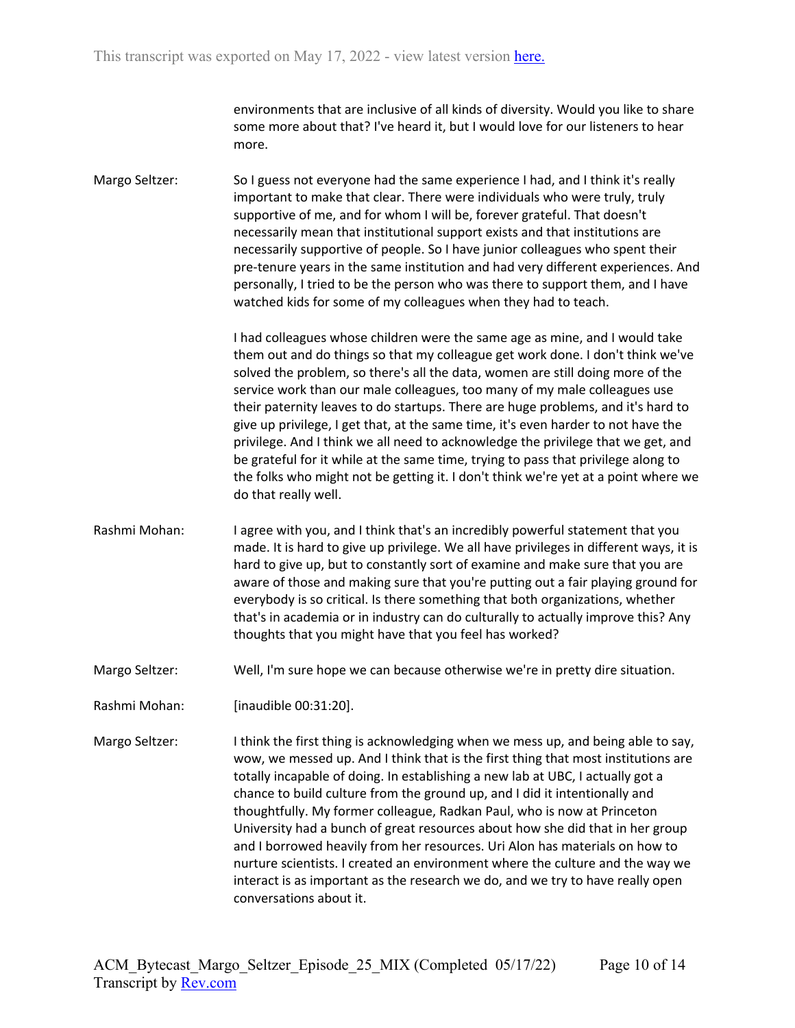environments that are inclusive of all kinds of diversity. Would you like to share some more about that? I've heard it, but I would love for our listeners to hear more.

**Margo Seltzer:** So I guess not everyone had the same experience I had, and I think it's really important to make that clear. There were individuals who were truly, truly supportive of me, and for whom I will be, forever grateful. That doesn't necessarily mean that institutional support exists and that institutions are necessarily supportive of people. So I have junior colleagues who spent their pre-tenure years in the same institution and had very different experiences. And personally, I tried to be the person who was there to support them, and I have watched kids for some of my colleagues when they had to teach.

I had colleagues whose children were the same age as mine, and I would take them out and do things so that my colleague get work done. I don't think we've solved the problem, so there's all the data, women are still doing more of the service work than our male colleagues, too many of my male colleagues use their paternity leaves to do startups. There are huge problems, and it's hard to give up privilege, I get that, at the same time, it's even harder to not have the privilege. And I think we all need to acknowledge the privilege that we get, and be grateful for it while at the same time, trying to pass that privilege along to the folks who might not be getting it. I don't think we're yet at a point where we do that really well.

**Rashmi Mohan:** I agree with you, and I think that's an incredibly powerful statement that you made. It is hard to give up privilege. We all have privileges in different ways, it is hard to give up, but to constantly sort of examine and make sure that you are aware of those and making sure that you're putting out a fair playing ground for everybody is so critical. Is there something that both organizations, whether that's in academia or in industry can do culturally to actually improve this? Any thoughts that you might have that you feel has worked?

**Margo Seltzer:** Well, I'm sure hope we can because otherwise we're in pretty dire situation.

**Rashmi Mohan:** [inaudible 00:31:20].

**Margo Seltzer:** I think the first thing is acknowledging when we mess up, and being able to say, wow, we messed up. And I think that is the first thing that most institutions are totally incapable of doing. In establishing a new lab at UBC, I actually got a chance to build culture from the ground up, and I did it intentionally and thoughtfully. My former colleague, Radkan Paul, who is now at Princeton University had a bunch of great resources about how she did that in her group and I borrowed heavily from her resources. Uri Alon has materials on how to nurture scientists. I created an environment where the culture and the way we interact is as important as the research we do, and we try to have really open conversations about it.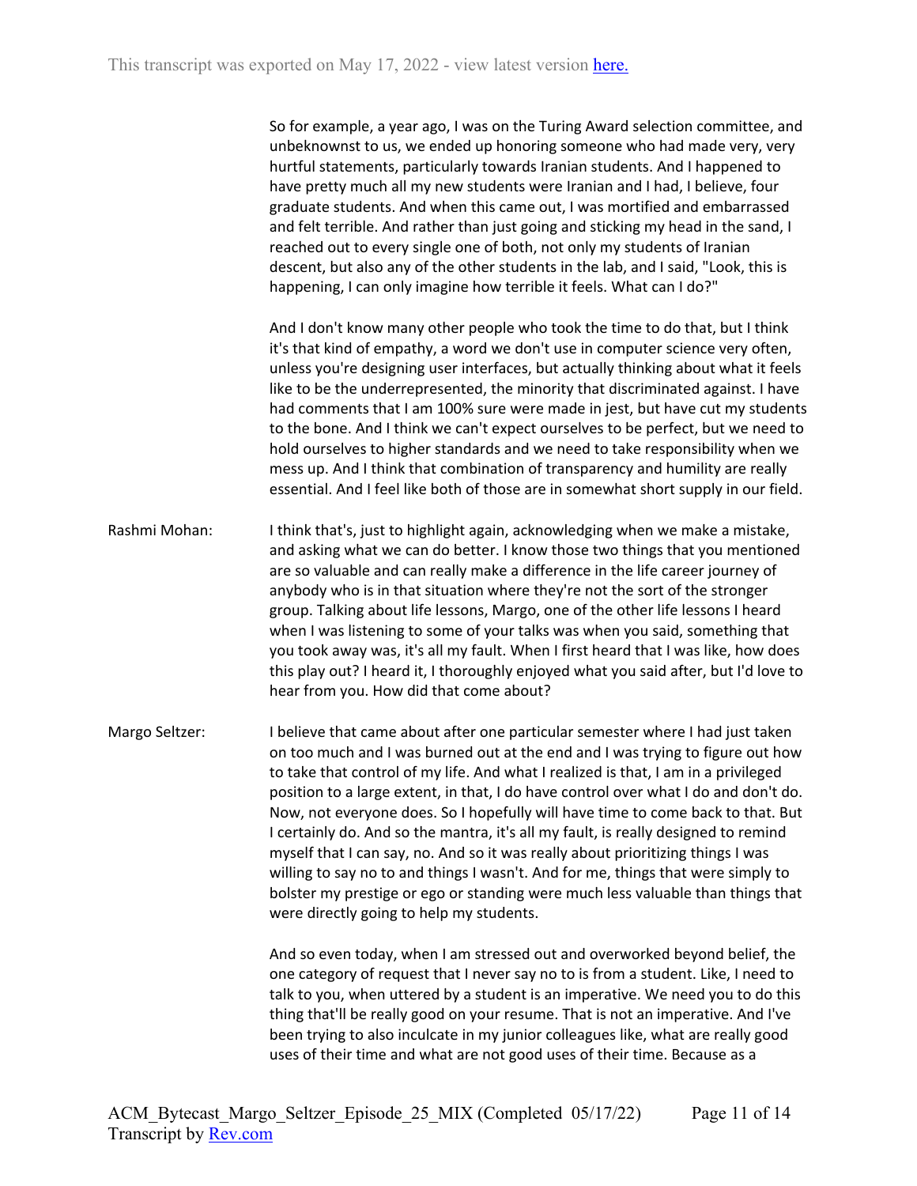So for example, a year ago, I was on the Turing Award selection committee, and unbeknownst to us, we ended up honoring someone who had made very, very hurtful statements, particularly towards Iranian students. And I happened to have pretty much all my new students were Iranian and I had, I believe, four graduate students. And when this came out, I was mortified and embarrassed and felt terrible. And rather than just going and sticking my head in the sand, I reached out to every single one of both, not only my students of Iranian descent, but also any of the other students in the lab, and I said, "Look, this is happening, I can only imagine how terrible it feels. What can I do?"

And I don't know many other people who took the time to do that, but I think it's that kind of empathy, a word we don't use in computer science very often, unless you're designing user interfaces, but actually thinking about what it feels like to be the underrepresented, the minority that discriminated against. I have had comments that I am 100% sure were made in jest, but have cut my students to the bone. And I think we can't expect ourselves to be perfect, but we need to hold ourselves to higher standards and we need to take responsibility when we mess up. And I think that combination of transparency and humility are really essential. And I feel like both of those are in somewhat short supply in our field.

Rashmi Mohan: I think that's, just to highlight again, acknowledging when we make a mistake, and asking what we can do better. I know those two things that you mentioned are so valuable and can really make a difference in the life career journey of anybody who is in that situation where they're not the sort of the stronger group. Talking about life lessons, Margo, one of the other life lessons I heard when I was listening to some of your talks was when you said, something that you took away was, it's all my fault. When I first heard that I was like, how does this play out? I heard it, I thoroughly enjoyed what you said after, but I'd love to hear from you. How did that come about?

Margo Seltzer: I believe that came about after one particular semester where I had just taken on too much and I was burned out at the end and I was trying to figure out how to take that control of my life. And what I realized is that, I am in a privileged position to a large extent, in that, I do have control over what I do and don't do. Now, not everyone does. So I hopefully will have time to come back to that. But I certainly do. And so the mantra, it's all my fault, is really designed to remind myself that I can say, no. And so it was really about prioritizing things I was willing to say no to and things I wasn't. And for me, things that were simply to bolster my prestige or ego or standing were much less valuable than things that were directly going to help my students.

And so even today, when I am stressed out and overworked beyond belief, the one category of request that I never say no to is from a student. Like, I need to talk to you, when uttered by a student is an imperative. We need you to do this thing that'll be really good on your resume. That is not an imperative. And I've been trying to also inculcate in my junior colleagues like, what are really good uses of their time and what are not good uses of their time. Because as a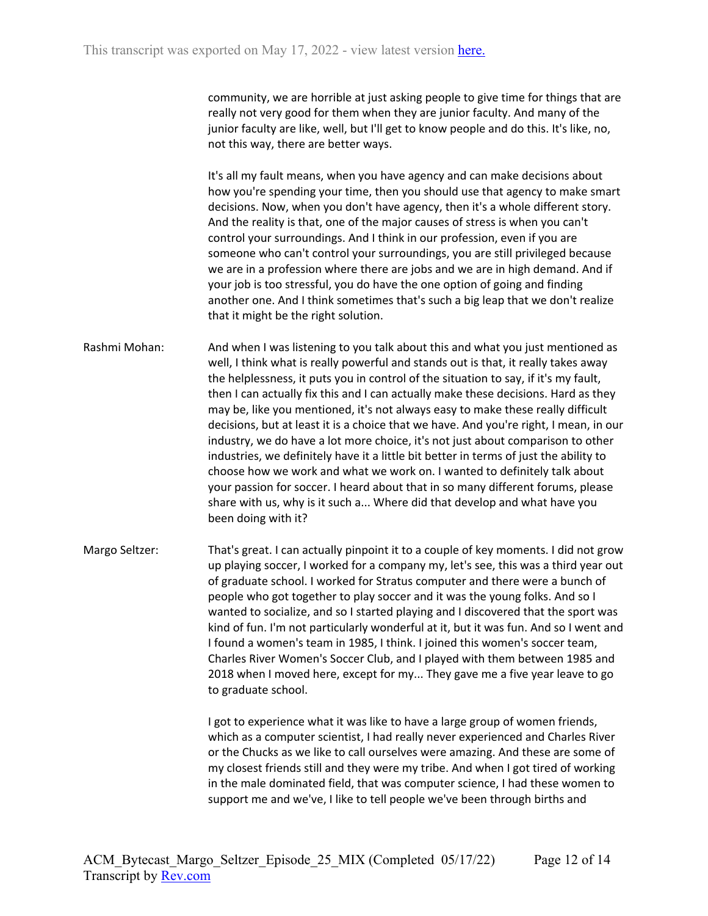community, we are horrible at just asking people to give time for things that are really not very good for them when they are junior faculty. And many of the junior faculty are like, well, but I'll get to know people and do this. It's like, no, not this way, there are better ways.

It's all my fault means, when you have agency and can make decisions about how you're spending your time, then you should use that agency to make smart decisions. Now, when you don't have agency, then it's a whole different story. And the reality is that, one of the major causes of stress is when you can't control your surroundings. And I think in our profession, even if you are someone who can't control your surroundings, you are still privileged because we are in a profession where there are jobs and we are in high demand. And if your job is too stressful, you do have the one option of going and finding another one. And I think sometimes that's such a big leap that we don't realize that it might be the right solution.

Rashmi Mohan: And when I was listening to you talk about this and what you just mentioned as well, I think what is really powerful and stands out is that, it really takes away the helplessness, it puts you in control of the situation to say, if it's my fault, then I can actually fix this and I can actually make these decisions. Hard as they may be, like you mentioned, it's not always easy to make these really difficult decisions, but at least it is a choice that we have. And you're right, I mean, in our industry, we do have a lot more choice, it's not just about comparison to other industries, we definitely have it a little bit better in terms of just the ability to choose how we work and what we work on. I wanted to definitely talk about your passion for soccer. I heard about that in so many different forums, please share with us, why is it such a... Where did that develop and what have you been doing with it?

Margo Seltzer: That's great. I can actually pinpoint it to a couple of key moments. I did not grow up playing soccer, I worked for a company my, let's see, this was a third year out of graduate school. I worked for Stratus computer and there were a bunch of people who got together to play soccer and it was the young folks. And so I wanted to socialize, and so I started playing and I discovered that the sport was kind of fun. I'm not particularly wonderful at it, but it was fun. And so I went and I found a women's team in 1985, I think. I joined this women's soccer team, Charles River Women's Soccer Club, and I played with them between 1985 and 2018 when I moved here, except for my... They gave me a five year leave to go to graduate school.

I got to experience what it was like to have a large group of women friends, which as a computer scientist, I had really never experienced and Charles River or the Chucks as we like to call ourselves were amazing. And these are some of my closest friends still and they were my tribe. And when I got tired of working in the male dominated field, that was computer science, I had these women to support me and we've, I like to tell people we've been through births and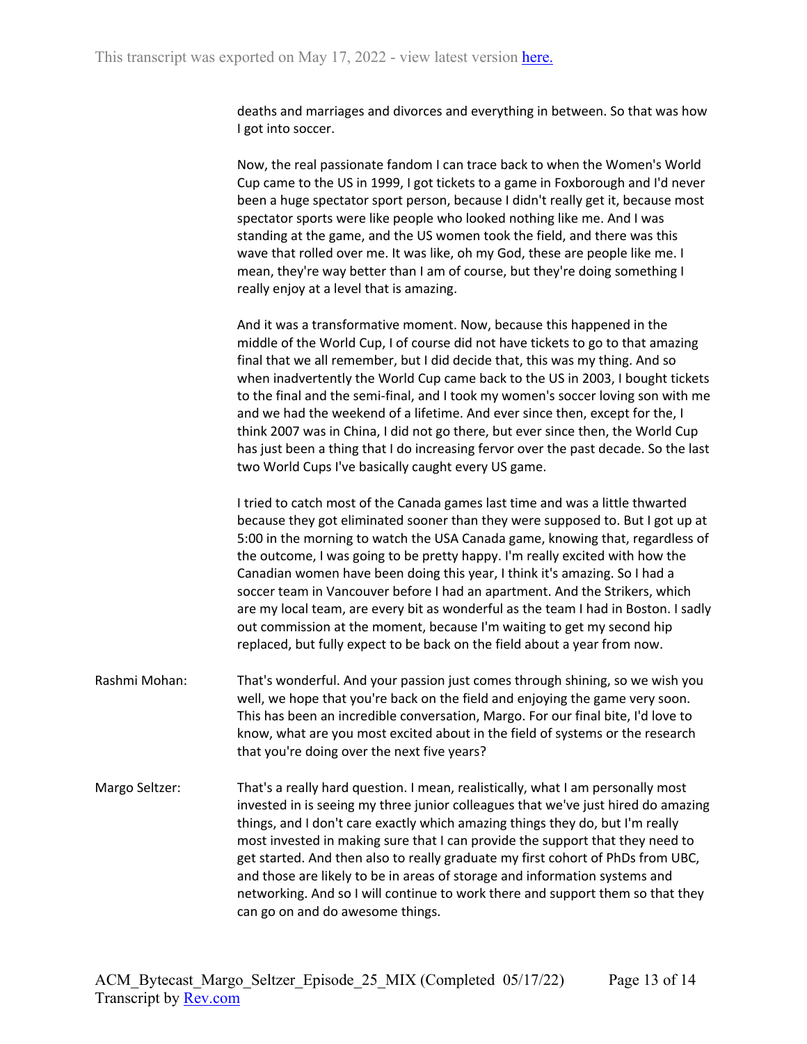deaths and marriages and divorces and everything in between. So that was how I got into soccer.

Now, the real passionate fandom I can trace back to when the Women's World Cup came to the US in 1999, I got tickets to a game in Foxborough and I'd never been a huge spectator sport person, because I didn't really get it, because most spectator sports were like people who looked nothing like me. And I was standing at the game, and the US women took the field, and there was this wave that rolled over me. It was like, oh my God, these are people like me. I mean, they're way better than I am of course, but they're doing something I really enjoy at a level that is amazing.

And it was a transformative moment. Now, because this happened in the middle of the World Cup, I of course did not have tickets to go to that amazing final that we all remember, but I did decide that, this was my thing. And so when inadvertently the World Cup came back to the US in 2003, I bought tickets to the final and the semi-final, and I took my women's soccer loving son with me and we had the weekend of a lifetime. And ever since then, except for the, I think 2007 was in China, I did not go there, but ever since then, the World Cup has just been a thing that I do increasing fervor over the past decade. So the last two World Cups I've basically caught every US game.

I tried to catch most of the Canada games last time and was a little thwarted because they got eliminated sooner than they were supposed to. But I got up at 5:00 in the morning to watch the USA Canada game, knowing that, regardless of the outcome, I was going to be pretty happy. I'm really excited with how the Canadian women have been doing this year, I think it's amazing. So I had a soccer team in Vancouver before I had an apartment. And the Strikers, which are my local team, are every bit as wonderful as the team I had in Boston. I sadly out commission at the moment, because I'm waiting to get my second hip replaced, but fully expect to be back on the field about a year from now.

**Rashmi Mohan:** That's wonderful. And your passion just comes through shining, so we wish you well, we hope that you're back on the field and enjoying the game very soon. This has been an incredible conversation, Margo. For our final bite, I'd love to know, what are you most excited about in the field of systems or the research that you're doing over the next five years?

**Margo Seltzer:** That's a really hard question. I mean, realistically, what I am personally most invested in is seeing my three junior colleagues that we've just hired do amazing things, and I don't care exactly which amazing things they do, but I'm really most invested in making sure that I can provide the support that they need to get started. And then also to really graduate my first cohort of PhDs from UBC, and those are likely to be in areas of storage and information systems and networking. And so I will continue to work there and support them so that they can go on and do awesome things.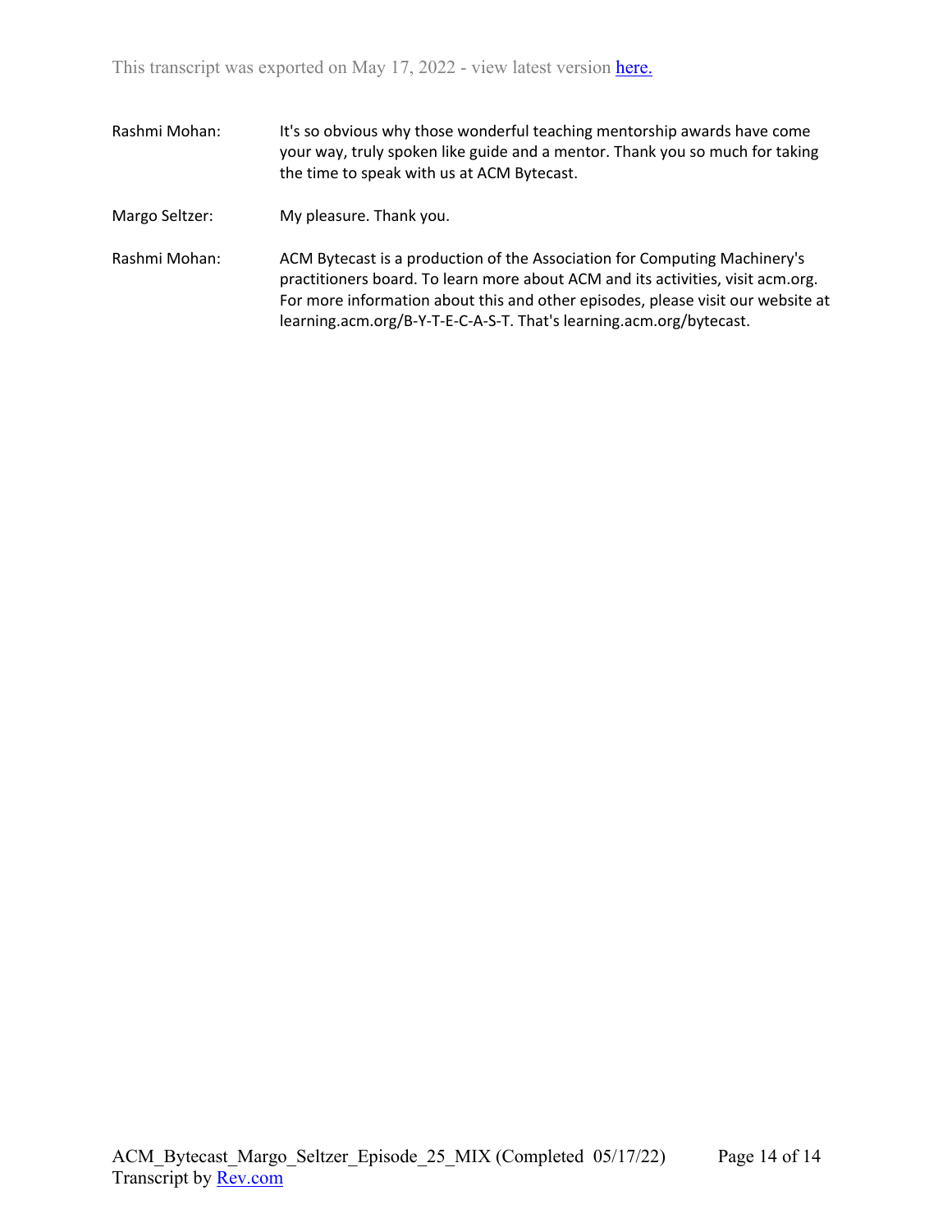Rashmi Mohan: It's so obvious why those wonderful teaching mentorship awards have come your way, truly spoken like guide and a mentor. Thank you so much for taking the time to speak with us at ACM Bytecast.

Margo Seltzer: My pleasure. Thank you.

Rashmi Mohan: ACM Bytecast is a production of the Association for Computing Machinery's practitioners board. To learn more about ACM and its activities, visit acm.org. For more information about this and other episodes, please visit our website at learning.acm.org/B-Y-T-E-C-A-S-T. That's learning.acm.org/bytecast.